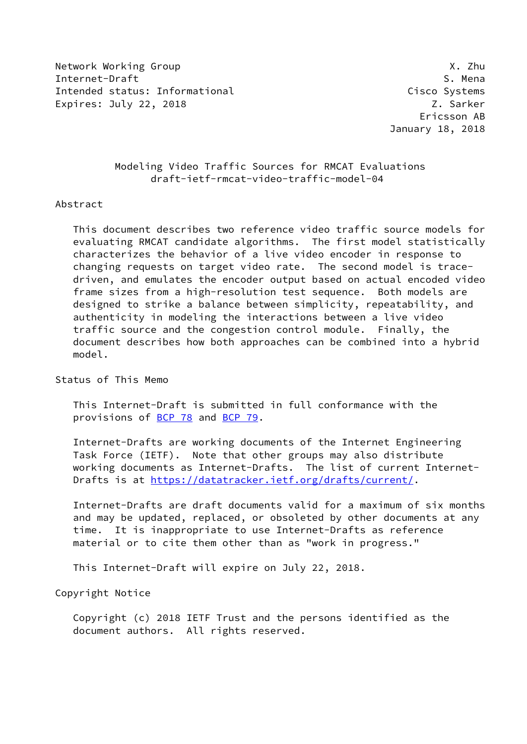Network Working Group X. Zhu
Internet-Draft S. Mena
Intended status: Informational Cisco Systems
Expires: July 22, 2018 Z. Sarker
Ericsson AB
January 18, 2018

# Modeling Video Traffic Sources for RMCAT Evaluations
## draft-ietf-rmcat-video-traffic-model-04

## Abstract

This document describes two reference video traffic source models for evaluating RMCAT candidate algorithms. The first model statistically characterizes the behavior of a live video encoder in response to changing requests on target video rate. The second model is trace-driven, and emulates the encoder output based on actual encoded video frame sizes from a high-resolution test sequence. Both models are designed to strike a balance between simplicity, repeatability, and authenticity in modeling the interactions between a live video traffic source and the congestion control module. Finally, the document describes how both approaches can be combined into a hybrid model.

## Status of This Memo

This Internet-Draft is submitted in full conformance with the provisions of BCP 78 and BCP 79.

Internet-Drafts are working documents of the Internet Engineering Task Force (IETF). Note that other groups may also distribute working documents as Internet-Drafts. The list of current Internet-Drafts is at https://datatracker.ietf.org/drafts/current/.

Internet-Drafts are draft documents valid for a maximum of six months and may be updated, replaced, or obsoleted by other documents at any time. It is inappropriate to use Internet-Drafts as reference material or to cite them other than as "work in progress."

This Internet-Draft will expire on July 22, 2018.

## Copyright Notice

Copyright (c) 2018 IETF Trust and the persons identified as the document authors. All rights reserved.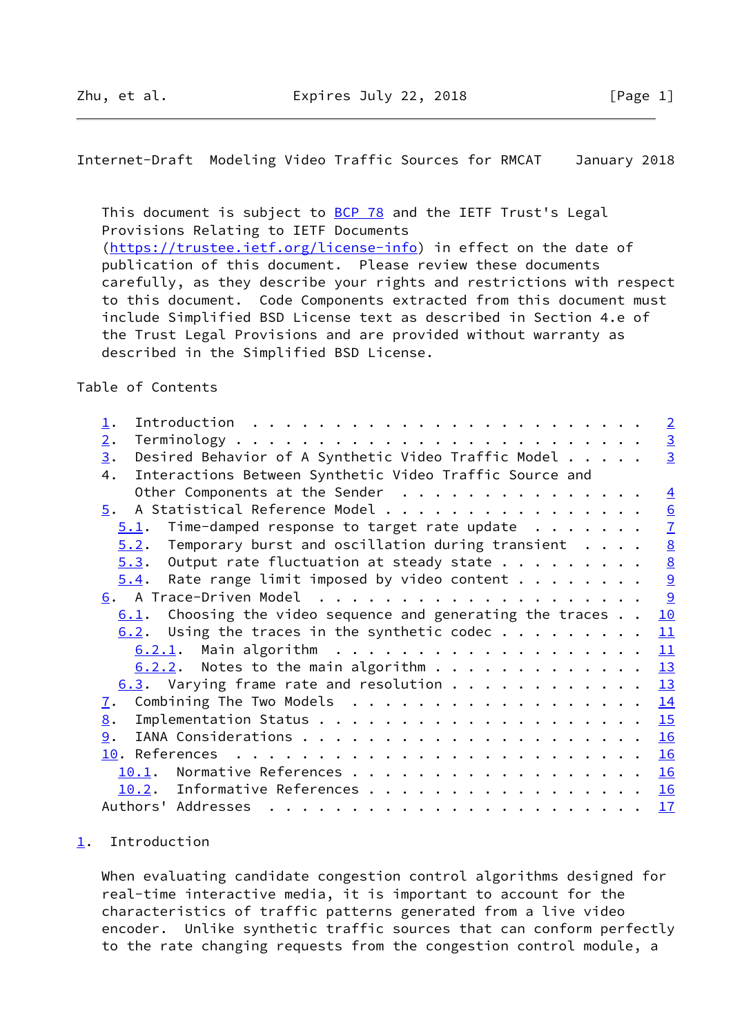This document is subject to BCP 78 and the IETF Trust's Legal Provisions Relating to IETF Documents (https://trustee.ietf.org/license-info) in effect on the date of publication of this document. Please review these documents carefully, as they describe your rights and restrictions with respect to this document. Code Components extracted from this document must include Simplified BSD License text as described in Section 4.e of the Trust Legal Provisions and are provided without warranty as described in the Simplified BSD License.

Table of Contents

```
   1.  Introduction  . . . . . . . . . . . . . . . . . . . . . . . .   2
   2.  Terminology . . . . . . . . . . . . . . . . . . . . . . . . .   3
   3.  Desired Behavior of A Synthetic Video Traffic Model . . . . .   3
   4.  Interactions Between Synthetic Video Traffic Source and
       Other Components at the Sender  . . . . . . . . . . . . . . .   4
   5.  A Statistical Reference Model . . . . . . . . . . . . . . . .   6
     5.1.  Time-damped response to target rate update  . . . . . . .   7
     5.2.  Temporary burst and oscillation during transient  . . . .   8
     5.3.  Output rate fluctuation at steady state . . . . . . . . .   8
     5.4.  Rate range limit imposed by video content . . . . . . . .   9
   6.  A Trace-Driven Model  . . . . . . . . . . . . . . . . . . . .   9
     6.1.  Choosing the video sequence and generating the traces . .  10
     6.2.  Using the traces in the synthetic codec . . . . . . . . .  11
       6.2.1.  Main algorithm  . . . . . . . . . . . . . . . . . . .  11
       6.2.2.  Notes to the main algorithm . . . . . . . . . . . . .  13
     6.3.  Varying frame rate and resolution . . . . . . . . . . . .  13
   7.  Combining The Two Models  . . . . . . . . . . . . . . . . . .  14
   8.  Implementation Status . . . . . . . . . . . . . . . . . . . .  15
   9.  IANA Considerations . . . . . . . . . . . . . . . . . . . . .  16
   10. References  . . . . . . . . . . . . . . . . . . . . . . . . .  16
     10.1.  Normative References . . . . . . . . . . . . . . . . . .  16
     10.2.  Informative References . . . . . . . . . . . . . . . . .  16
   Authors' Addresses  . . . . . . . . . . . . . . . . . . . . . . .  17
```

## 1. Introduction

When evaluating candidate congestion control algorithms designed for real-time interactive media, it is important to account for the characteristics of traffic patterns generated from a live video encoder. Unlike synthetic traffic sources that can conform perfectly to the rate changing requests from the congestion control module, a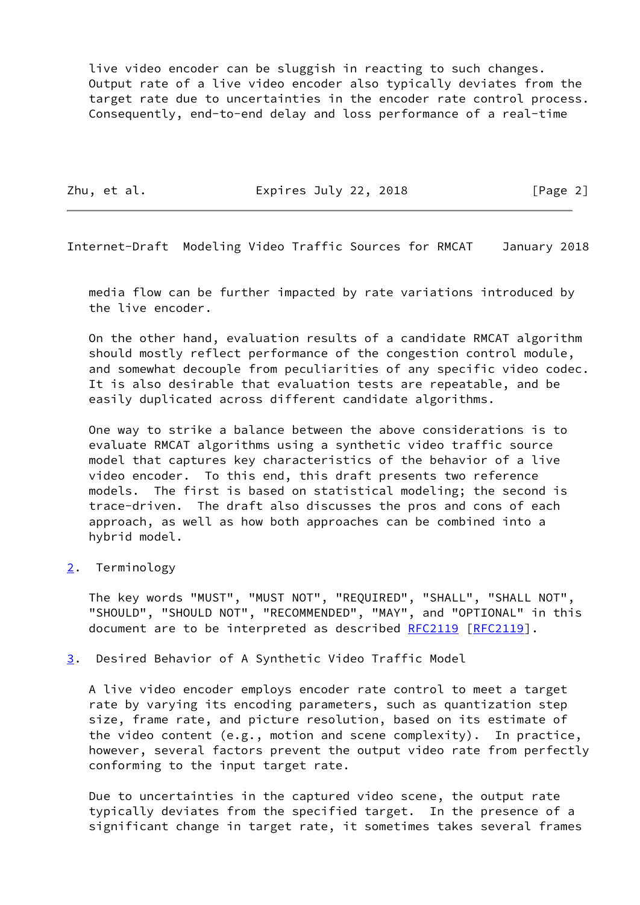live video encoder can be sluggish in reacting to such changes. Output rate of a live video encoder also typically deviates from the target rate due to uncertainties in the encoder rate control process. Consequently, end-to-end delay and loss performance of a real-time media flow can be further impacted by rate variations introduced by the live encoder.

On the other hand, evaluation results of a candidate RMCAT algorithm should mostly reflect performance of the congestion control module, and somewhat decouple from peculiarities of any specific video codec. It is also desirable that evaluation tests are repeatable, and be easily duplicated across different candidate algorithms.

One way to strike a balance between the above considerations is to evaluate RMCAT algorithms using a synthetic video traffic source model that captures key characteristics of the behavior of a live video encoder. To this end, this draft presents two reference models. The first is based on statistical modeling; the second is trace-driven. The draft also discusses the pros and cons of each approach, as well as how both approaches can be combined into a hybrid model.

## 2. Terminology

The key words "MUST", "MUST NOT", "REQUIRED", "SHALL", "SHALL NOT", "SHOULD", "SHOULD NOT", "RECOMMENDED", "MAY", and "OPTIONAL" in this document are to be interpreted as described RFC2119 [RFC2119].

## 3. Desired Behavior of A Synthetic Video Traffic Model

A live video encoder employs encoder rate control to meet a target rate by varying its encoding parameters, such as quantization step size, frame rate, and picture resolution, based on its estimate of the video content (e.g., motion and scene complexity). In practice, however, several factors prevent the output video rate from perfectly conforming to the input target rate.

Due to uncertainties in the captured video scene, the output rate typically deviates from the specified target. In the presence of a significant change in target rate, it sometimes takes several frames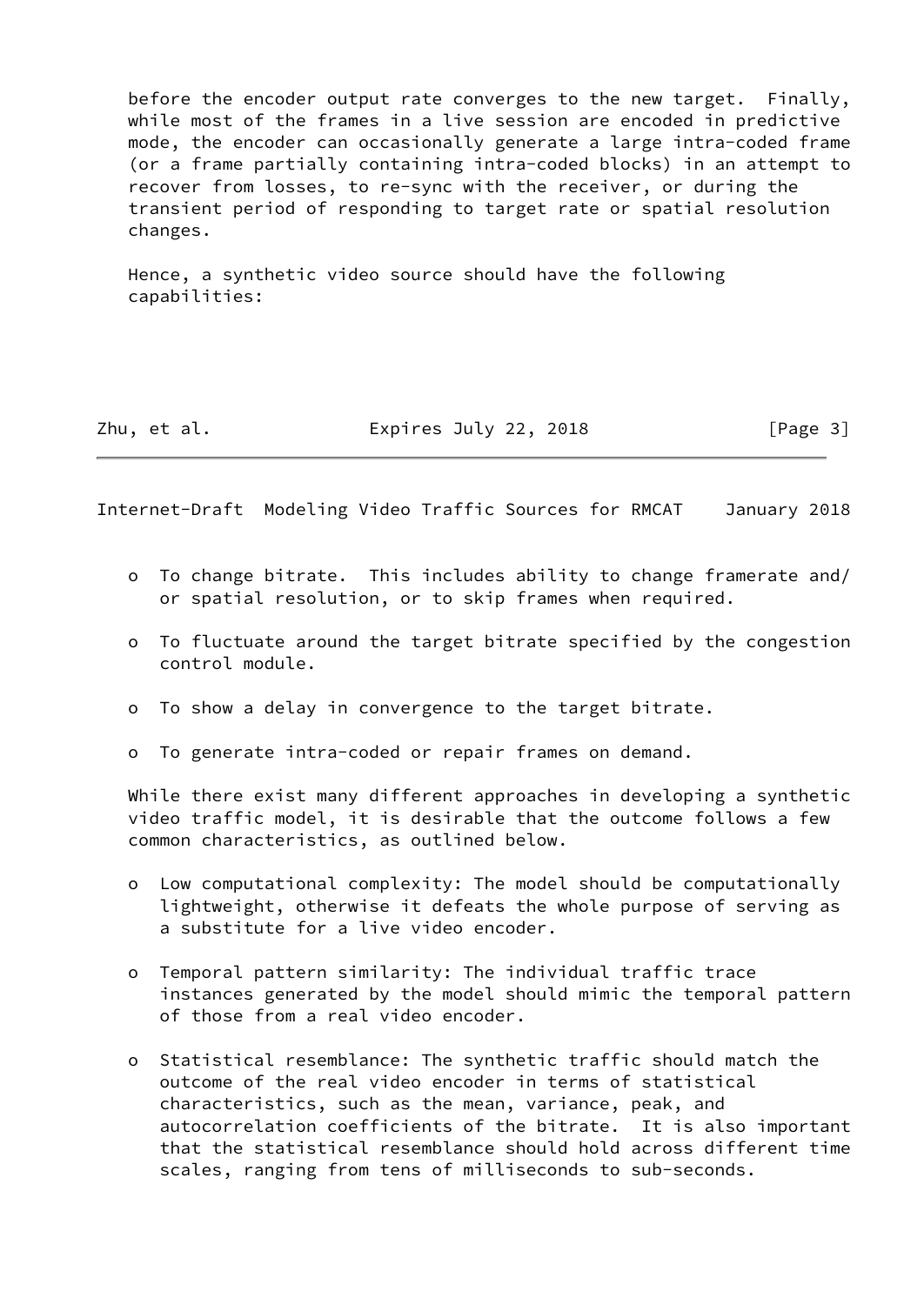before the encoder output rate converges to the new target. Finally, while most of the frames in a live session are encoded in predictive mode, the encoder can occasionally generate a large intra-coded frame (or a frame partially containing intra-coded blocks) in an attempt to recover from losses, to re-sync with the receiver, or during the transient period of responding to target rate or spatial resolution changes.

Hence, a synthetic video source should have the following capabilities:

- To change bitrate. This includes ability to change framerate and/or spatial resolution, or to skip frames when required.
- To fluctuate around the target bitrate specified by the congestion control module.
- To show a delay in convergence to the target bitrate.
- To generate intra-coded or repair frames on demand.

While there exist many different approaches in developing a synthetic video traffic model, it is desirable that the outcome follows a few common characteristics, as outlined below.

- Low computational complexity: The model should be computationally lightweight, otherwise it defeats the whole purpose of serving as a substitute for a live video encoder.
- Temporal pattern similarity: The individual traffic trace instances generated by the model should mimic the temporal pattern of those from a real video encoder.
- Statistical resemblance: The synthetic traffic should match the outcome of the real video encoder in terms of statistical characteristics, such as the mean, variance, peak, and autocorrelation coefficients of the bitrate. It is also important that the statistical resemblance should hold across different time scales, ranging from tens of milliseconds to sub-seconds.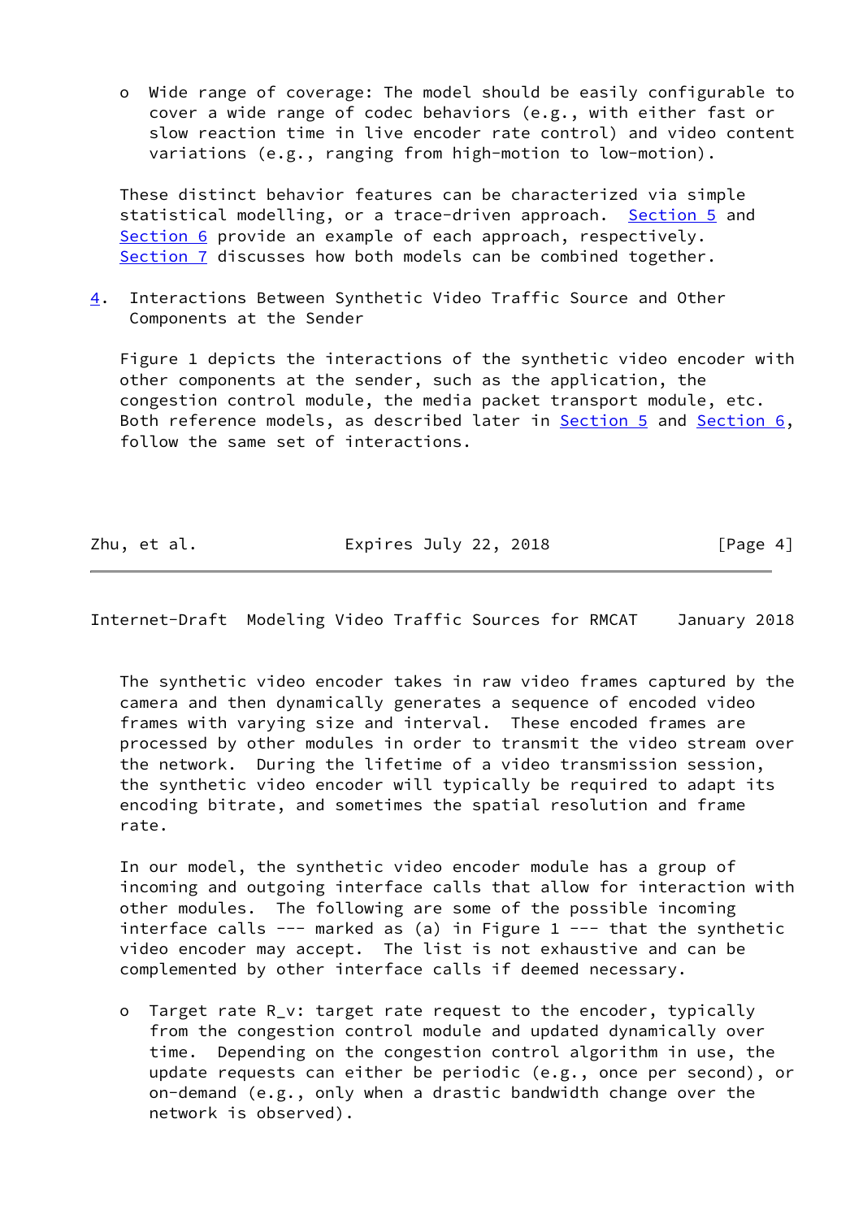- Wide range of coverage: The model should be easily configurable to cover a wide range of codec behaviors (e.g., with either fast or slow reaction time in live encoder rate control) and video content variations (e.g., ranging from high-motion to low-motion).

These distinct behavior features can be characterized via simple statistical modelling, or a trace-driven approach. Section 5 and Section 6 provide an example of each approach, respectively. Section 7 discusses how both models can be combined together.

## 4. Interactions Between Synthetic Video Traffic Source and Other Components at the Sender

Figure 1 depicts the interactions of the synthetic video encoder with other components at the sender, such as the application, the congestion control module, the media packet transport module, etc. Both reference models, as described later in Section 5 and Section 6, follow the same set of interactions.

The synthetic video encoder takes in raw video frames captured by the camera and then dynamically generates a sequence of encoded video frames with varying size and interval. These encoded frames are processed by other modules in order to transmit the video stream over the network. During the lifetime of a video transmission session, the synthetic video encoder will typically be required to adapt its encoding bitrate, and sometimes the spatial resolution and frame rate.

In our model, the synthetic video encoder module has a group of incoming and outgoing interface calls that allow for interaction with other modules. The following are some of the possible incoming interface calls --- marked as (a) in Figure 1 --- that the synthetic video encoder may accept. The list is not exhaustive and can be complemented by other interface calls if deemed necessary.

- Target rate $R_v$: target rate request to the encoder, typically from the congestion control module and updated dynamically over time. Depending on the congestion control algorithm in use, the update requests can either be periodic (e.g., once per second), or on-demand (e.g., only when a drastic bandwidth change over the network is observed).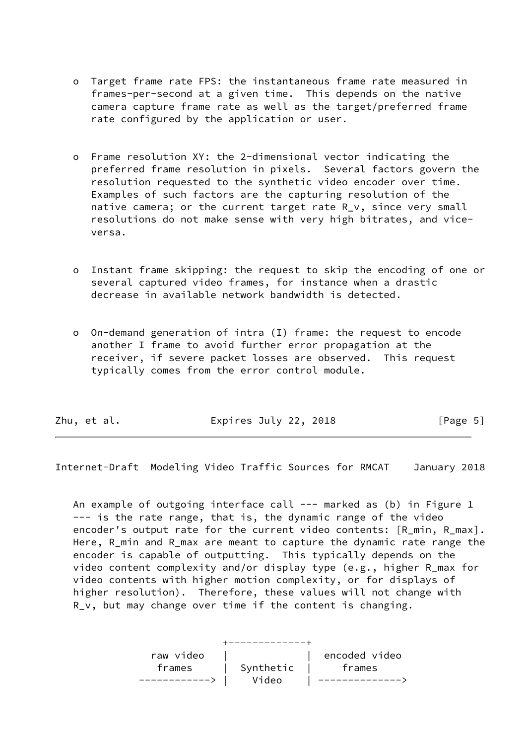- Target frame rate FPS: the instantaneous frame rate measured in frames-per-second at a given time. This depends on the native camera capture frame rate as well as the target/preferred frame rate configured by the application or user.

- Frame resolution XY: the 2-dimensional vector indicating the preferred frame resolution in pixels. Several factors govern the resolution requested to the synthetic video encoder over time. Examples of such factors are the capturing resolution of the native camera; or the current target rate $R_v$, since very small resolutions do not make sense with very high bitrates, and vice-versa.

- Instant frame skipping: the request to skip the encoding of one or several captured video frames, for instance when a drastic decrease in available network bandwidth is detected.

- On-demand generation of intra (I) frame: the request to encode another I frame to avoid further error propagation at the receiver, if severe packet losses are observed. This request typically comes from the error control module.

An example of outgoing interface call --- marked as (b) in Figure 1 --- is the rate range, that is, the dynamic range of the video encoder's output rate for the current video contents: $[R_{min}, R_{max}]$. Here, $R_{min}$ and $R_{max}$ are meant to capture the dynamic rate range the encoder is capable of outputting. This typically depends on the video content complexity and/or display type (e.g., higher $R_{max}$ for video contents with higher motion complexity, or for displays of higher resolution). Therefore, these values will not change with $R_v$, but may change over time if the content is changing.

```
                 +-------------+
   raw video     |             |  encoded video
     frames      |  Synthetic  |     frames
  ------------>  |    Video    | -------------->
```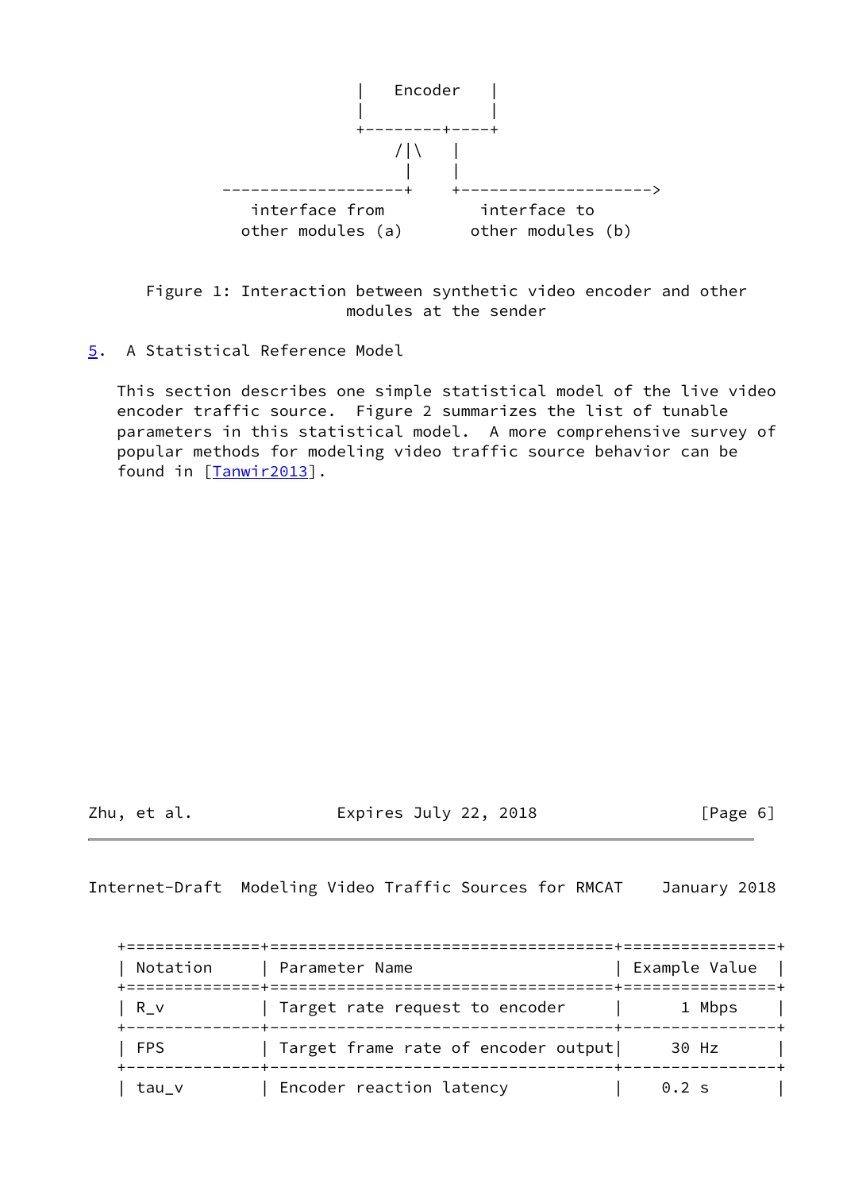```
                        |   Encoder   |
                        |             |
                        +--------+----+
                            /|\    |
                             |     |
          -------------------+     +-------------------->
            interface from          interface to
           other modules (a)       other modules (b)
```

Figure 1: Interaction between synthetic video encoder and other modules at the sender

## 5. A Statistical Reference Model

This section describes one simple statistical model of the live video encoder traffic source. Figure 2 summarizes the list of tunable parameters in this statistical model. A more comprehensive survey of popular methods for modeling video traffic source behavior can be found in [Tanwir2013].

| Notation | Parameter Name | Example Value |
|---|---|---|
| R_v | Target rate request to encoder | 1 Mbps |
| FPS | Target frame rate of encoder output | 30 Hz |
| tau_v | Encoder reaction latency | 0.2 s |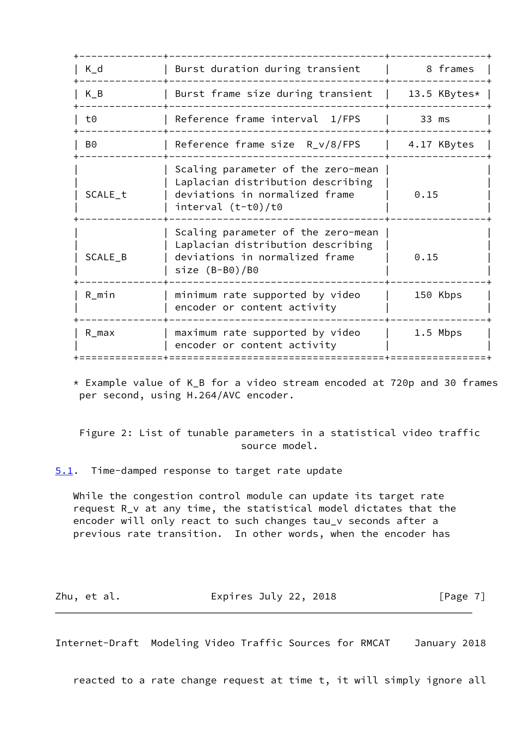| | | |
|---|---|---|
| $K_d$ | Burst duration during transient | 8 frames |
| $K_B$ | Burst frame size during transient | 13.5 KBytes* |
| $t0$ | Reference frame interval 1/FPS | 33 ms |
| $B0$ | Reference frame size $R_v/8/FPS$ | 4.17 KBytes |
| SCALE_t | Scaling parameter of the zero-mean Laplacian distribution describing deviations in normalized frame interval $(t-t0)/t0$ | 0.15 |
| SCALE_B | Scaling parameter of the zero-mean Laplacian distribution describing deviations in normalized frame size $(B-B0)/B0$ | 0.15 |
| $R_{min}$ | minimum rate supported by video encoder or content activity | 150 Kbps |
| $R_{max}$ | maximum rate supported by video encoder or content activity | 1.5 Mbps |

* Example value of $K_B$ for a video stream encoded at 720p and 30 frames per second, using H.264/AVC encoder.

Figure 2: List of tunable parameters in a statistical video traffic source model.

## 5.1. Time-damped response to target rate update

While the congestion control module can update its target rate request $R_v$ at any time, the statistical model dictates that the encoder will only react to such changes $\tau_v$ seconds after a previous rate transition. In other words, when the encoder has reacted to a rate change request at time t, it will simply ignore all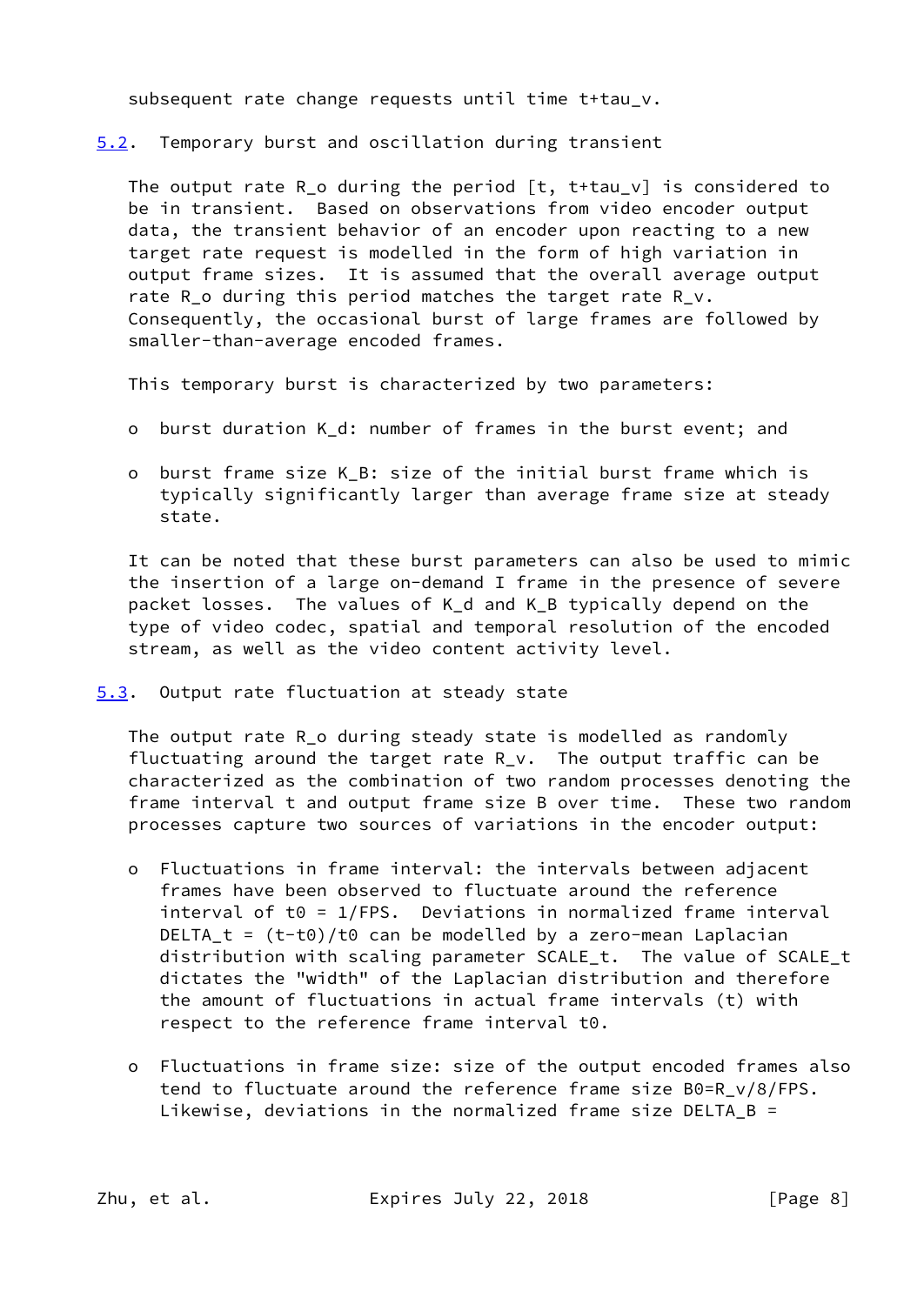subsequent rate change requests until time $t+\tau_v$.

### 5.2. Temporary burst and oscillation during transient

The output rate $R_o$ during the period $[t, t+\tau_v]$ is considered to be in transient. Based on observations from video encoder output data, the transient behavior of an encoder upon reacting to a new target rate request is modelled in the form of high variation in output frame sizes. It is assumed that the overall average output rate $R_o$ during this period matches the target rate $R_v$. Consequently, the occasional burst of large frames are followed by smaller-than-average encoded frames.

This temporary burst is characterized by two parameters:

- burst duration $K_d$: number of frames in the burst event; and
- burst frame size $K_B$: size of the initial burst frame which is typically significantly larger than average frame size at steady state.

It can be noted that these burst parameters can also be used to mimic the insertion of a large on-demand I frame in the presence of severe packet losses. The values of $K_d$ and $K_B$ typically depend on the type of video codec, spatial and temporal resolution of the encoded stream, as well as the video content activity level.

### 5.3. Output rate fluctuation at steady state

The output rate $R_o$ during steady state is modelled as randomly fluctuating around the target rate $R_v$. The output traffic can be characterized as the combination of two random processes denoting the frame interval t and output frame size B over time. These two random processes capture two sources of variations in the encoder output:

- Fluctuations in frame interval: the intervals between adjacent frames have been observed to fluctuate around the reference interval of $t_0 = 1/FPS$. Deviations in normalized frame interval $DELTA_t = (t-t_0)/t_0$ can be modelled by a zero-mean Laplacian distribution with scaling parameter $SCALE_t$. The value of $SCALE_t$ dictates the "width" of the Laplacian distribution and therefore the amount of fluctuations in actual frame intervals (t) with respect to the reference frame interval $t_0$.
- Fluctuations in frame size: size of the output encoded frames also tend to fluctuate around the reference frame size $B_0=R_v/8/FPS$. Likewise, deviations in the normalized frame size $DELTA_B$ =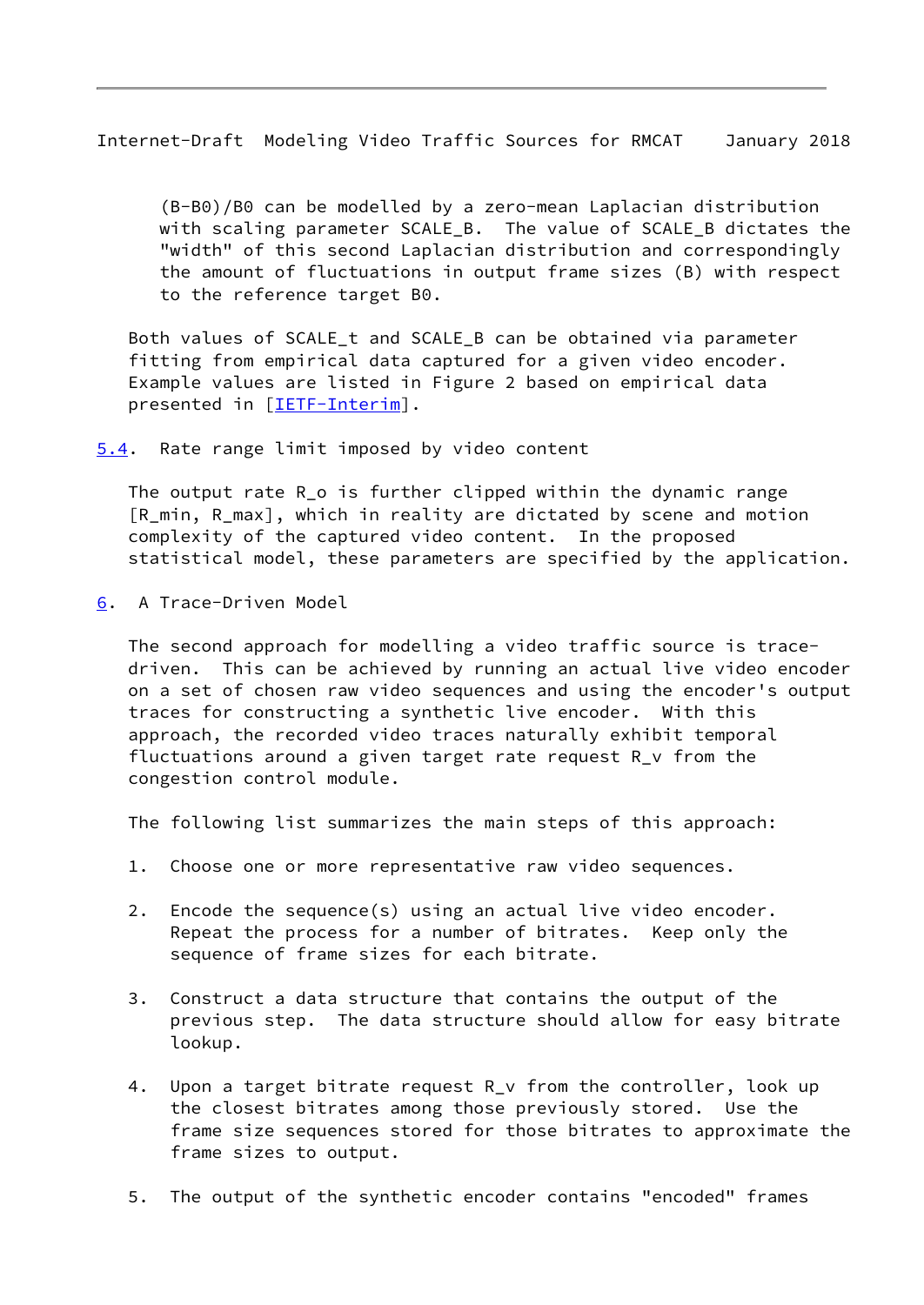$(B-B0)/B0$ can be modelled by a zero-mean Laplacian distribution with scaling parameter SCALE_B. The value of SCALE_B dictates the "width" of this second Laplacian distribution and correspondingly the amount of fluctuations in output frame sizes (B) with respect to the reference target B0.

Both values of SCALE_t and SCALE_B can be obtained via parameter fitting from empirical data captured for a given video encoder. Example values are listed in Figure 2 based on empirical data presented in [IETF-Interim].

### 5.4. Rate range limit imposed by video content

The output rate $R_o$ is further clipped within the dynamic range [$R_{min}$, $R_{max}$], which in reality are dictated by scene and motion complexity of the captured video content. In the proposed statistical model, these parameters are specified by the application.

## 6. A Trace-Driven Model

The second approach for modelling a video traffic source is trace-driven. This can be achieved by running an actual live video encoder on a set of chosen raw video sequences and using the encoder's output traces for constructing a synthetic live encoder. With this approach, the recorded video traces naturally exhibit temporal fluctuations around a given target rate request $R_v$ from the congestion control module.

The following list summarizes the main steps of this approach:

1. Choose one or more representative raw video sequences.

2. Encode the sequence(s) using an actual live video encoder. Repeat the process for a number of bitrates. Keep only the sequence of frame sizes for each bitrate.

3. Construct a data structure that contains the output of the previous step. The data structure should allow for easy bitrate lookup.

4. Upon a target bitrate request $R_v$ from the controller, look up the closest bitrates among those previously stored. Use the frame size sequences stored for those bitrates to approximate the frame sizes to output.

5. The output of the synthetic encoder contains "encoded" frames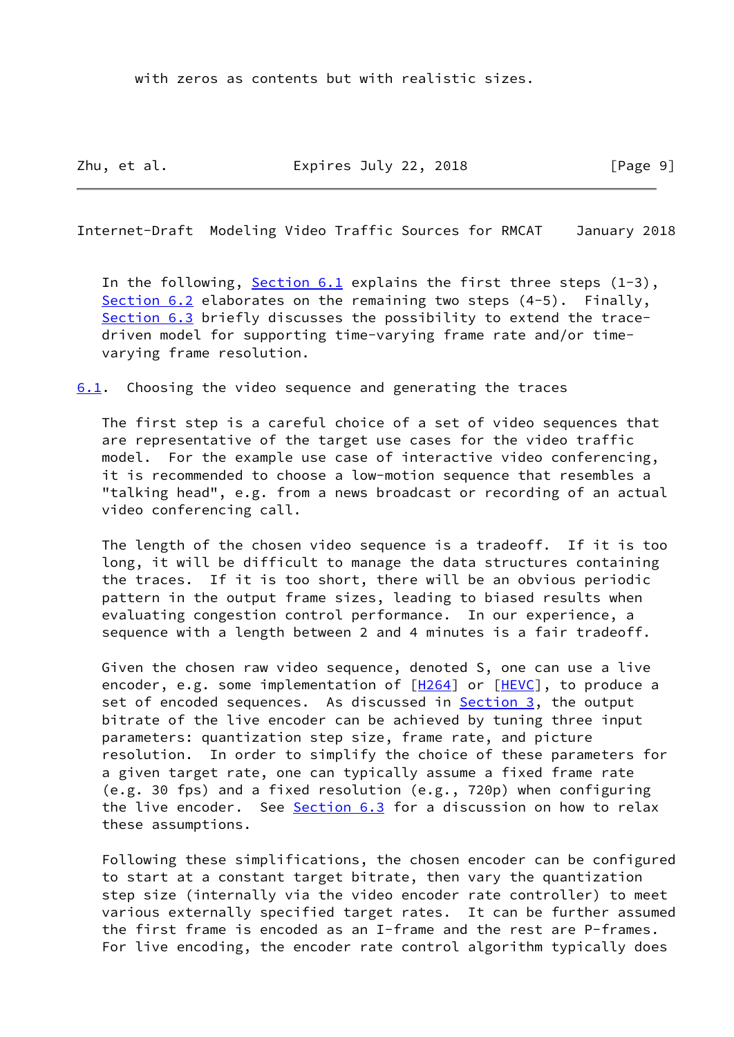with zeros as contents but with realistic sizes.

In the following, Section 6.1 explains the first three steps (1-3), Section 6.2 elaborates on the remaining two steps (4-5). Finally, Section 6.3 briefly discusses the possibility to extend the trace-driven model for supporting time-varying frame rate and/or time-varying frame resolution.

## 6.1. Choosing the video sequence and generating the traces

The first step is a careful choice of a set of video sequences that are representative of the target use cases for the video traffic model. For the example use case of interactive video conferencing, it is recommended to choose a low-motion sequence that resembles a "talking head", e.g. from a news broadcast or recording of an actual video conferencing call.

The length of the chosen video sequence is a tradeoff. If it is too long, it will be difficult to manage the data structures containing the traces. If it is too short, there will be an obvious periodic pattern in the output frame sizes, leading to biased results when evaluating congestion control performance. In our experience, a sequence with a length between 2 and 4 minutes is a fair tradeoff.

Given the chosen raw video sequence, denoted S, one can use a live encoder, e.g. some implementation of [H264] or [HEVC], to produce a set of encoded sequences. As discussed in Section 3, the output bitrate of the live encoder can be achieved by tuning three input parameters: quantization step size, frame rate, and picture resolution. In order to simplify the choice of these parameters for a given target rate, one can typically assume a fixed frame rate (e.g. 30 fps) and a fixed resolution (e.g., 720p) when configuring the live encoder. See Section 6.3 for a discussion on how to relax these assumptions.

Following these simplifications, the chosen encoder can be configured to start at a constant target bitrate, then vary the quantization step size (internally via the video encoder rate controller) to meet various externally specified target rates. It can be further assumed the first frame is encoded as an I-frame and the rest are P-frames. For live encoding, the encoder rate control algorithm typically does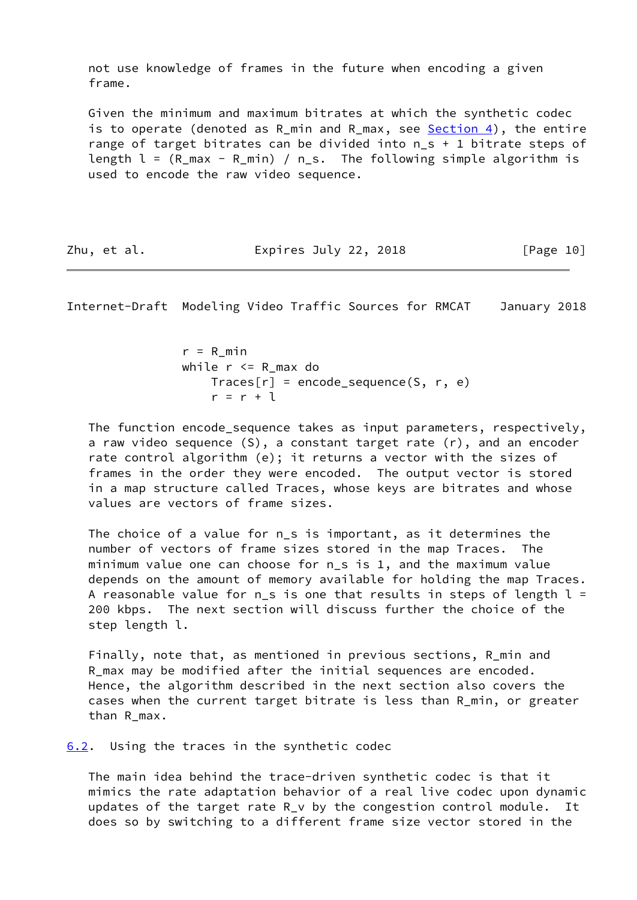not use knowledge of frames in the future when encoding a given frame.

Given the minimum and maximum bitrates at which the synthetic codec is to operate (denoted as $R_{min}$ and $R_{max}$, see Section 4), the entire range of target bitrates can be divided into $n_s + 1$ bitrate steps of length $l = (R_{max} - R_{min}) / n_s$. The following simple algorithm is used to encode the raw video sequence.

```
r = R_min
while r <= R_max do
    Traces[r] = encode_sequence(S, r, e)
    r = r + l
```

The function encode_sequence takes as input parameters, respectively, a raw video sequence (S), a constant target rate (r), and an encoder rate control algorithm (e); it returns a vector with the sizes of frames in the order they were encoded. The output vector is stored in a map structure called Traces, whose keys are bitrates and whose values are vectors of frame sizes.

The choice of a value for $n_s$ is important, as it determines the number of vectors of frame sizes stored in the map Traces. The minimum value one can choose for $n_s$ is 1, and the maximum value depends on the amount of memory available for holding the map Traces. A reasonable value for $n_s$ is one that results in steps of length $l$ = 200 kbps. The next section will discuss further the choice of the step length $l$.

Finally, note that, as mentioned in previous sections, $R_{min}$ and $R_{max}$ may be modified after the initial sequences are encoded. Hence, the algorithm described in the next section also covers the cases when the current target bitrate is less than $R_{min}$, or greater than $R_{max}$.

## 6.2. Using the traces in the synthetic codec

The main idea behind the trace-driven synthetic codec is that it mimics the rate adaptation behavior of a real live codec upon dynamic updates of the target rate $R_v$ by the congestion control module. It does so by switching to a different frame size vector stored in the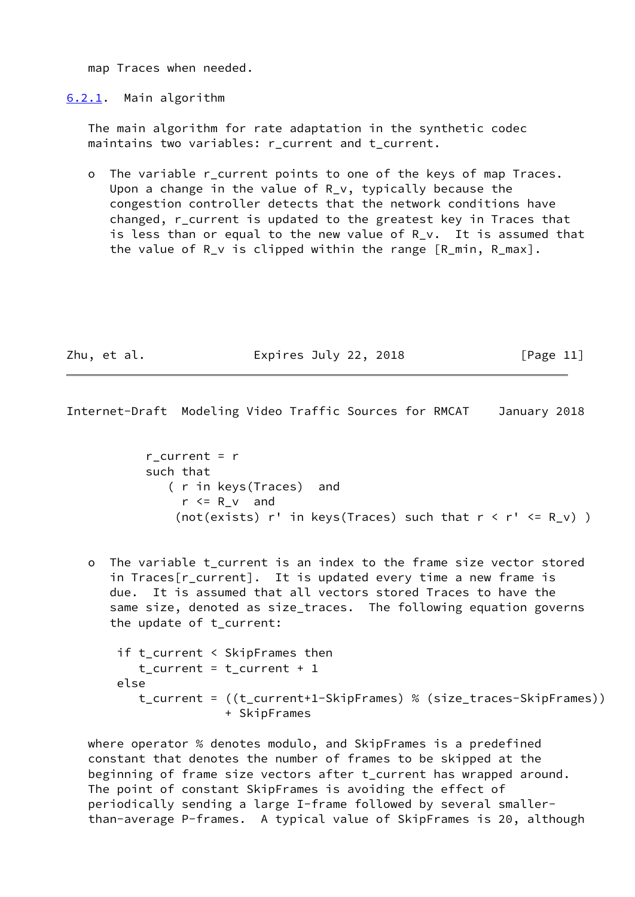map Traces when needed.

### 6.2.1. Main algorithm

The main algorithm for rate adaptation in the synthetic codec maintains two variables: r_current and t_current.

- The variable r_current points to one of the keys of map Traces. Upon a change in the value of R_v, typically because the congestion controller detects that the network conditions have changed, r_current is updated to the greatest key in Traces that is less than or equal to the new value of R_v. It is assumed that the value of R_v is clipped within the range [R_min, R_max].

```
        r_current = r
        such that
           ( r in keys(Traces)  and
             r <= R_v  and
            (not(exists) r' in keys(Traces) such that r < r' <= R_v) )
```

- The variable t_current is an index to the frame size vector stored in Traces[r_current]. It is updated every time a new frame is due. It is assumed that all vectors stored Traces to have the same size, denoted as size_traces. The following equation governs the update of t_current:

```
     if t_current < SkipFrames then
        t_current = t_current + 1
     else
        t_current = ((t_current+1-SkipFrames) % (size_traces-SkipFrames))
                    + SkipFrames
```

where operator % denotes modulo, and SkipFrames is a predefined constant that denotes the number of frames to be skipped at the beginning of frame size vectors after t_current has wrapped around. The point of constant SkipFrames is avoiding the effect of periodically sending a large I-frame followed by several smaller-than-average P-frames. A typical value of SkipFrames is 20, although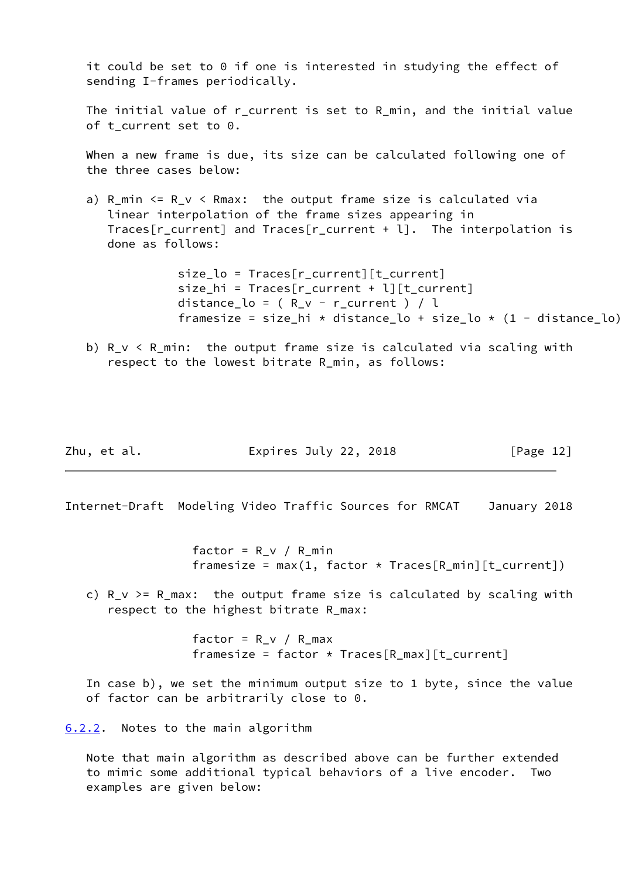it could be set to 0 if one is interested in studying the effect of sending I-frames periodically.

The initial value of r_current is set to R_min, and the initial value of t_current set to 0.

When a new frame is due, its size can be calculated following one of the three cases below:

a) R_min <= R_v < Rmax: the output frame size is calculated via linear interpolation of the frame sizes appearing in Traces[r_current] and Traces[r_current + l]. The interpolation is done as follows:

```
size_lo = Traces[r_current][t_current]
size_hi = Traces[r_current + l][t_current]
distance_lo = ( R_v - r_current ) / l
framesize = size_hi * distance_lo + size_lo * (1 - distance_lo)
```

b) R_v < R_min: the output frame size is calculated via scaling with respect to the lowest bitrate R_min, as follows:

```
factor = R_v / R_min
framesize = max(1, factor * Traces[R_min][t_current])
```

c) R_v >= R_max: the output frame size is calculated by scaling with respect to the highest bitrate R_max:

```
factor = R_v / R_max
framesize = factor * Traces[R_max][t_current]
```

In case b), we set the minimum output size to 1 byte, since the value of factor can be arbitrarily close to 0.

### 6.2.2. Notes to the main algorithm

Note that main algorithm as described above can be further extended to mimic some additional typical behaviors of a live encoder. Two examples are given below: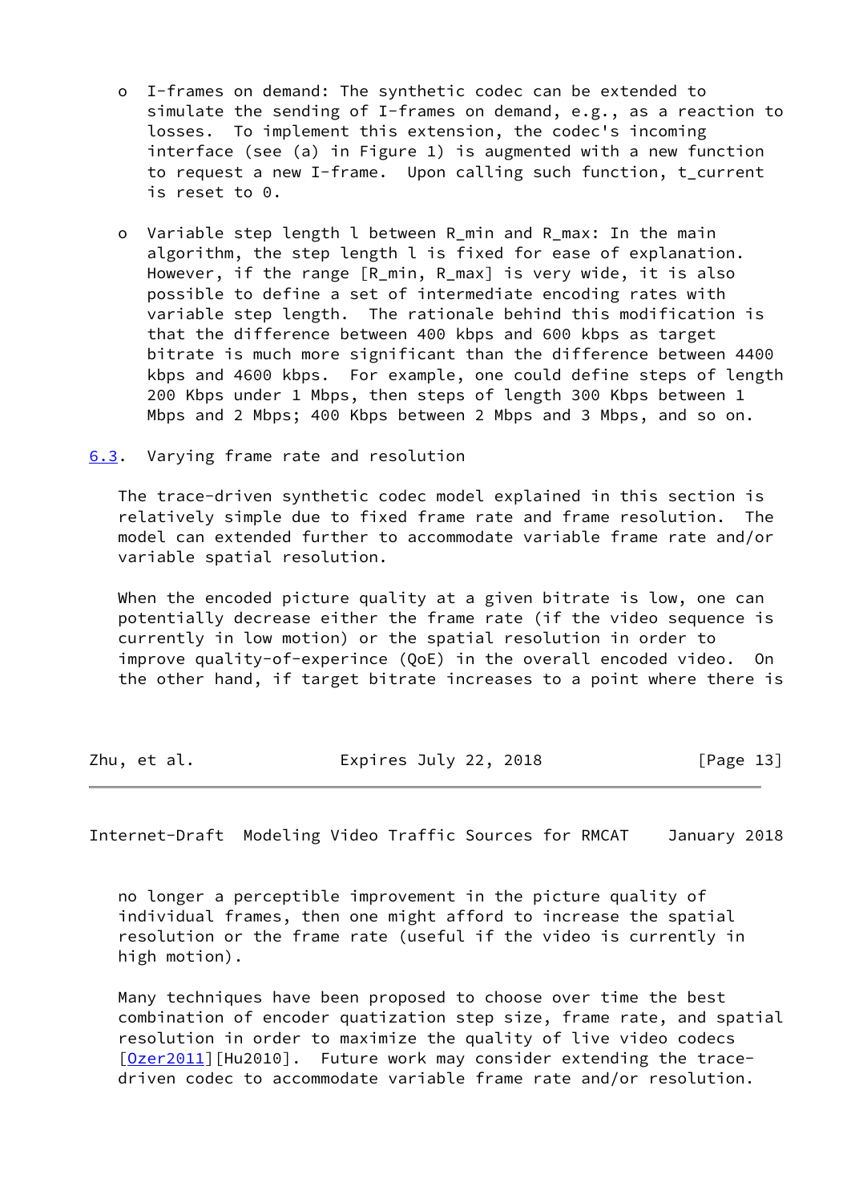- I-frames on demand: The synthetic codec can be extended to simulate the sending of I-frames on demand, e.g., as a reaction to losses. To implement this extension, the codec's incoming interface (see (a) in Figure 1) is augmented with a new function to request a new I-frame. Upon calling such function, $t_{current}$ is reset to 0.

- Variable step length l between $R_{min}$ and $R_{max}$: In the main algorithm, the step length l is fixed for ease of explanation. However, if the range [$R_{min}$, $R_{max}$] is very wide, it is also possible to define a set of intermediate encoding rates with variable step length. The rationale behind this modification is that the difference between 400 kbps and 600 kbps as target bitrate is much more significant than the difference between 4400 kbps and 4600 kbps. For example, one could define steps of length 200 Kbps under 1 Mbps, then steps of length 300 Kbps between 1 Mbps and 2 Mbps; 400 Kbps between 2 Mbps and 3 Mbps, and so on.

### 6.3. Varying frame rate and resolution

The trace-driven synthetic codec model explained in this section is relatively simple due to fixed frame rate and frame resolution. The model can extended further to accommodate variable frame rate and/or variable spatial resolution.

When the encoded picture quality at a given bitrate is low, one can potentially decrease either the frame rate (if the video sequence is currently in low motion) or the spatial resolution in order to improve quality-of-experince (QoE) in the overall encoded video. On the other hand, if target bitrate increases to a point where there is no longer a perceptible improvement in the picture quality of individual frames, then one might afford to increase the spatial resolution or the frame rate (useful if the video is currently in high motion).

Many techniques have been proposed to choose over time the best combination of encoder quatization step size, frame rate, and spatial resolution in order to maximize the quality of live video codecs [Ozer2011][Hu2010]. Future work may consider extending the trace-driven codec to accommodate variable frame rate and/or resolution.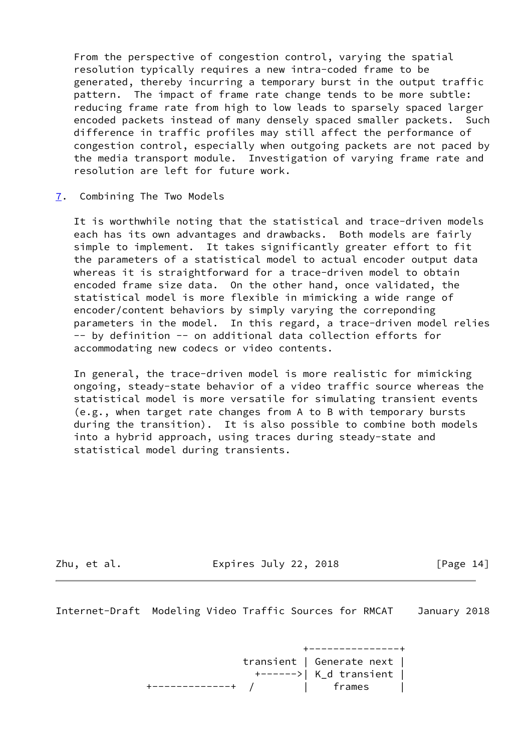From the perspective of congestion control, varying the spatial resolution typically requires a new intra-coded frame to be generated, thereby incurring a temporary burst in the output traffic pattern. The impact of frame rate change tends to be more subtle: reducing frame rate from high to low leads to sparsely spaced larger encoded packets instead of many densely spaced smaller packets. Such difference in traffic profiles may still affect the performance of congestion control, especially when outgoing packets are not paced by the media transport module. Investigation of varying frame rate and resolution are left for future work.

## 7. Combining The Two Models

It is worthwhile noting that the statistical and trace-driven models each has its own advantages and drawbacks. Both models are fairly simple to implement. It takes significantly greater effort to fit the parameters of a statistical model to actual encoder output data whereas it is straightforward for a trace-driven model to obtain encoded frame size data. On the other hand, once validated, the statistical model is more flexible in mimicking a wide range of encoder/content behaviors by simply varying the correponding parameters in the model. In this regard, a trace-driven model relies -- by definition -- on additional data collection efforts for accommodating new codecs or video contents.

In general, the trace-driven model is more realistic for mimicking ongoing, steady-state behavior of a video traffic source whereas the statistical model is more versatile for simulating transient events (e.g., when target rate changes from A to B with temporary bursts during the transition). It is also possible to combine both models into a hybrid approach, using traces during steady-state and statistical model during transients.

```
                                +---------------+
                      transient | Generate next |
                        +------>| K_d transient |
           +-------------+  /        |    frames     |
```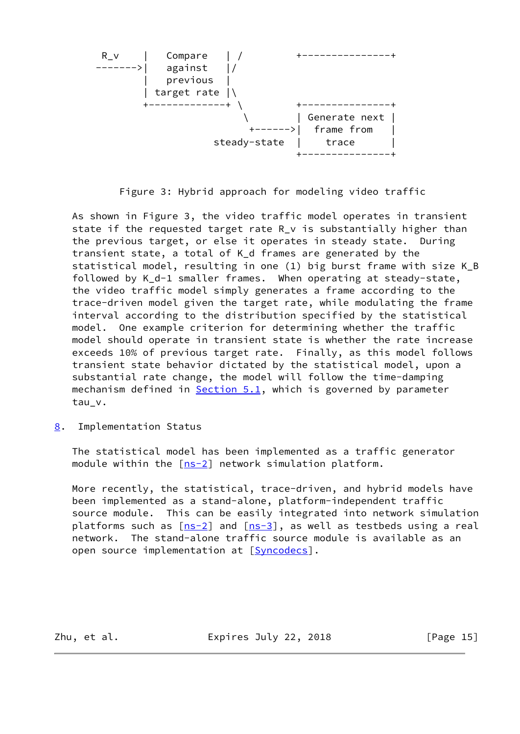```
   R_v     |   Compare    | /         +---------------+
  ------->|   against    |/
           |   previous   |
           | target rate |\
           +-------------+ \          +---------------+
                            \         | Generate next |
                             +------->|  frame from   |
                      steady-state    |    trace      |
                                      +---------------+
```

Figure 3: Hybrid approach for modeling video traffic

As shown in Figure 3, the video traffic model operates in transient state if the requested target rate $R_v$ is substantially higher than the previous target, or else it operates in steady state. During transient state, a total of $K_d$ frames are generated by the statistical model, resulting in one (1) big burst frame with size $K_B$ followed by $K_d-1$ smaller frames. When operating at steady-state, the video traffic model simply generates a frame according to the trace-driven model given the target rate, while modulating the frame interval according to the distribution specified by the statistical model. One example criterion for determining whether the traffic model should operate in transient state is whether the rate increase exceeds 10% of previous target rate. Finally, as this model follows transient state behavior dictated by the statistical model, upon a substantial rate change, the model will follow the time-damping mechanism defined in Section 5.1, which is governed by parameter $tau_v$.

## 8. Implementation Status

The statistical model has been implemented as a traffic generator module within the [ns-2] network simulation platform.

More recently, the statistical, trace-driven, and hybrid models have been implemented as a stand-alone, platform-independent traffic source module. This can be easily integrated into network simulation platforms such as [ns-2] and [ns-3], as well as testbeds using a real network. The stand-alone traffic source module is available as an open source implementation at [Syncodecs].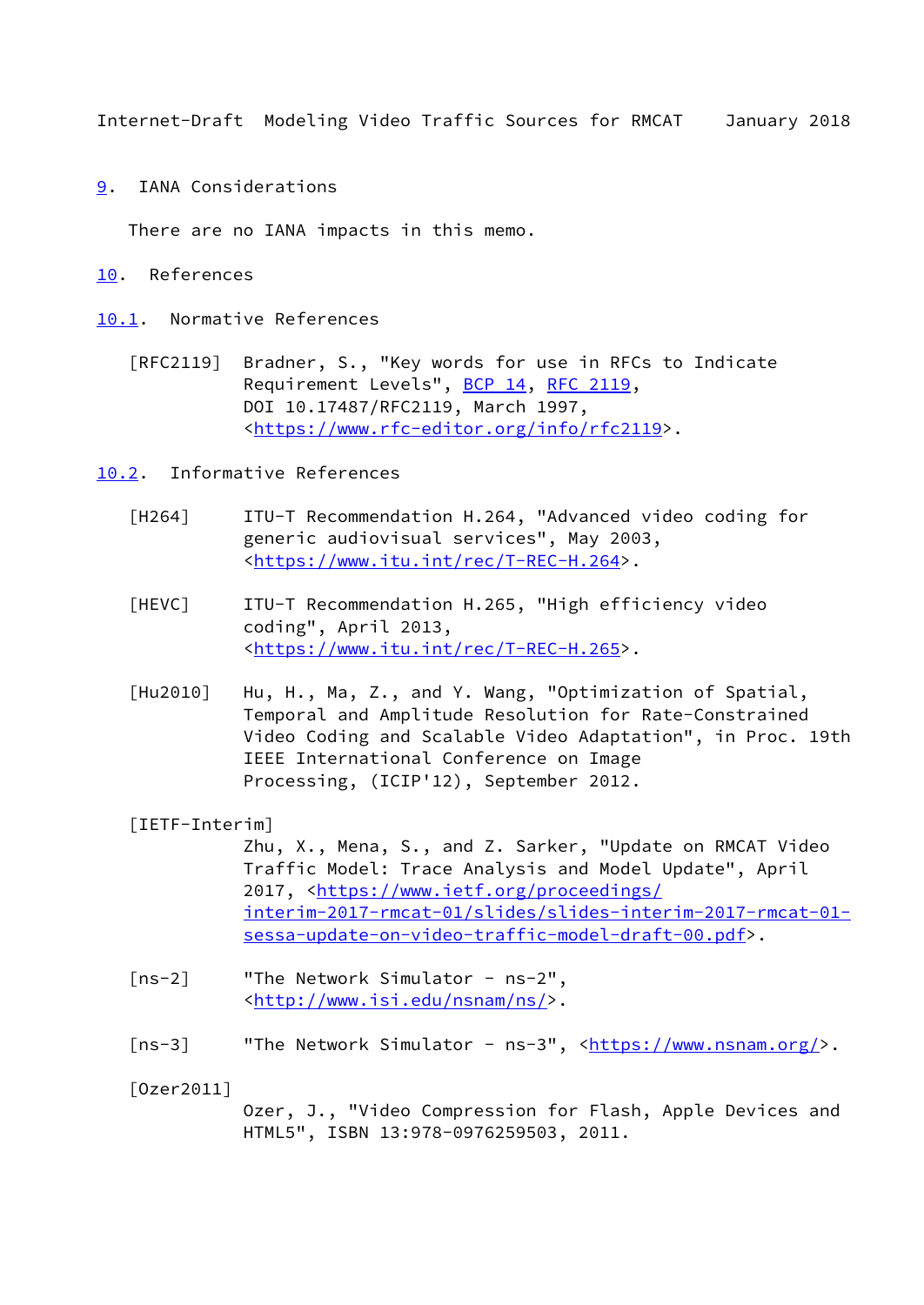## 9. IANA Considerations

There are no IANA impacts in this memo.

## 10. References

### 10.1. Normative References

[RFC2119] Bradner, S., "Key words for use in RFCs to Indicate Requirement Levels", BCP 14, RFC 2119, DOI 10.17487/RFC2119, March 1997, <https://www.rfc-editor.org/info/rfc2119>.

### 10.2. Informative References

[H264] ITU-T Recommendation H.264, "Advanced video coding for generic audiovisual services", May 2003, <https://www.itu.int/rec/T-REC-H.264>.

[HEVC] ITU-T Recommendation H.265, "High efficiency video coding", April 2013, <https://www.itu.int/rec/T-REC-H.265>.

[Hu2010] Hu, H., Ma, Z., and Y. Wang, "Optimization of Spatial, Temporal and Amplitude Resolution for Rate-Constrained Video Coding and Scalable Video Adaptation", in Proc. 19th IEEE International Conference on Image Processing, (ICIP'12), September 2012.

[IETF-Interim] Zhu, X., Mena, S., and Z. Sarker, "Update on RMCAT Video Traffic Model: Trace Analysis and Model Update", April 2017, <https://www.ietf.org/proceedings/interim-2017-rmcat-01/slides/slides-interim-2017-rmcat-01-sessa-update-on-video-traffic-model-draft-00.pdf>.

[ns-2] "The Network Simulator - ns-2", <http://www.isi.edu/nsnam/ns/>.

[ns-3] "The Network Simulator - ns-3", <https://www.nsnam.org/>.

[Ozer2011] Ozer, J., "Video Compression for Flash, Apple Devices and HTML5", ISBN 13:978-0976259503, 2011.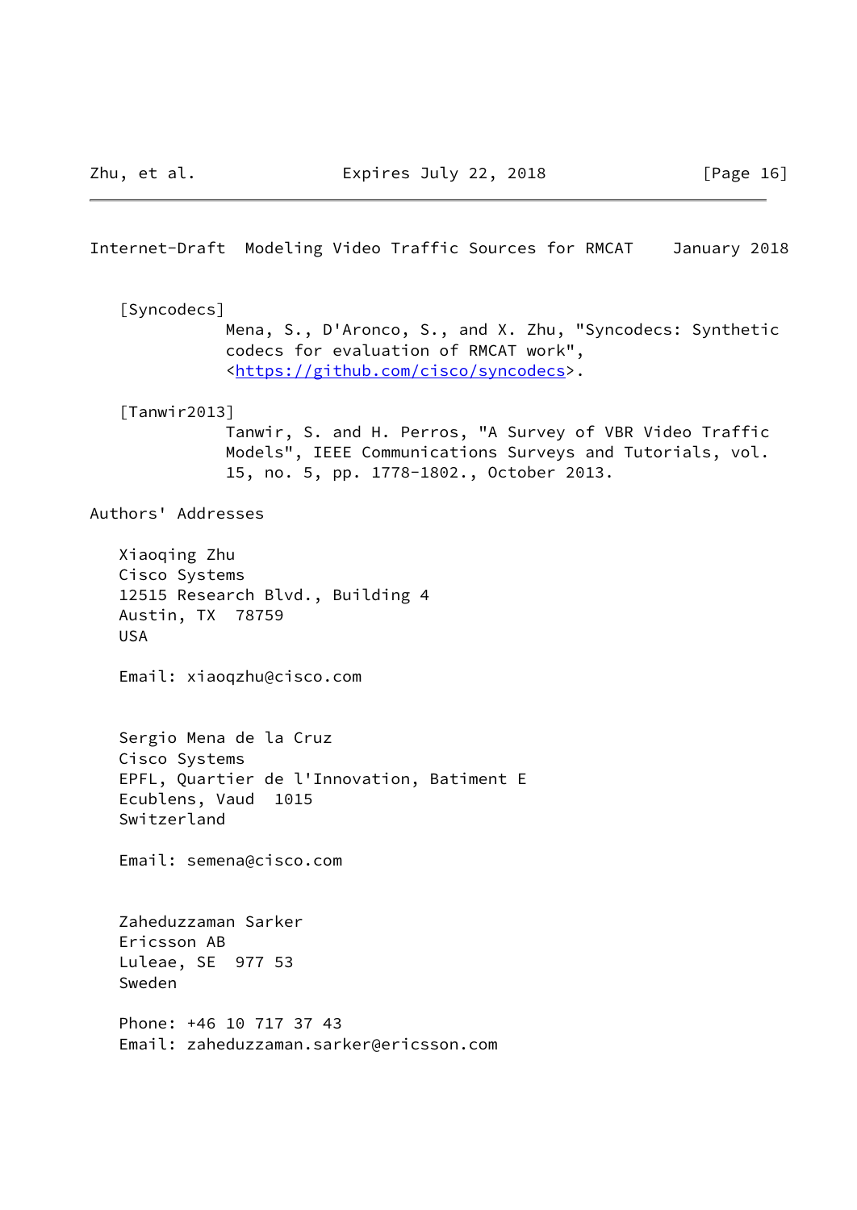[Syncodecs]
Mena, S., D'Aronco, S., and X. Zhu, "Syncodecs: Synthetic codecs for evaluation of RMCAT work", <https://github.com/cisco/syncodecs>.

[Tanwir2013]
Tanwir, S. and H. Perros, "A Survey of VBR Video Traffic Models", IEEE Communications Surveys and Tutorials, vol. 15, no. 5, pp. 1778-1802., October 2013.

## Authors' Addresses

Xiaoqing Zhu
Cisco Systems
12515 Research Blvd., Building 4
Austin, TX  78759
USA

Email: xiaoqzhu@cisco.com

Sergio Mena de la Cruz
Cisco Systems
EPFL, Quartier de l'Innovation, Batiment E
Ecublens, Vaud  1015
Switzerland

Email: semena@cisco.com

Zaheduzzaman Sarker
Ericsson AB
Luleae, SE  977 53
Sweden

Phone: +46 10 717 37 43
Email: zaheduzzaman.sarker@ericsson.com